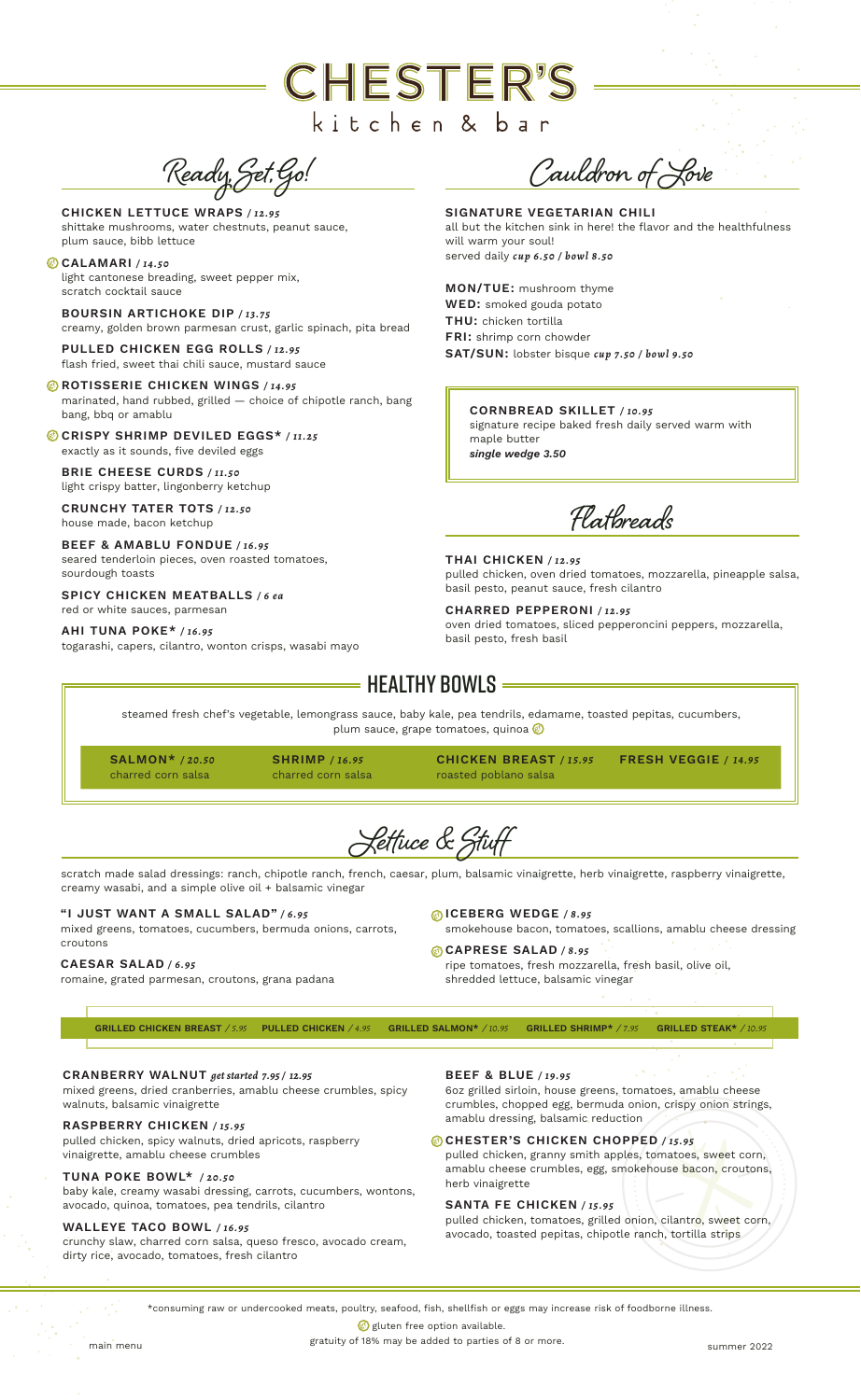# CHESTER'S
kitchen & bar

## Ready, Set, Go!

**CHICKEN LETTUCE WRAPS** / *12.95*
shittake mushrooms, water chestnuts, peanut sauce, plum sauce, bibb lettuce

Ⓖ **CALAMARI** / *14.50*
light cantonese breading, sweet pepper mix, scratch cocktail sauce

**BOURSIN ARTICHOKE DIP** / *13.75*
creamy, golden brown parmesan crust, garlic spinach, pita bread

**PULLED CHICKEN EGG ROLLS** / *12.95*
flash fried, sweet thai chili sauce, mustard sauce

Ⓖ **ROTISSERIE CHICKEN WINGS** / *14.95*
marinated, hand rubbed, grilled — choice of chipotle ranch, bang bang, bbq or amablu

Ⓖ **CRISPY SHRIMP DEVILED EGGS*** / *11.25*
exactly as it sounds, five deviled eggs

**BRIE CHEESE CURDS** / *11.50*
light crispy batter, lingonberry ketchup

**CRUNCHY TATER TOTS** / *12.50*
house made, bacon ketchup

**BEEF & AMABLU FONDUE** / *16.95*
seared tenderloin pieces, oven roasted tomatoes, sourdough toasts

**SPICY CHICKEN MEATBALLS** / *6 ea*
red or white sauces, parmesan

**AHI TUNA POKE*** / *16.95*
togarashi, capers, cilantro, wonton crisps, wasabi mayo

## Cauldron of Love

**SIGNATURE VEGETARIAN CHILI**
all but the kitchen sink in here! the flavor and the healthfulness will warm your soul!
served daily *cup 6.50 / bowl 8.50*

**MON/TUE:** mushroom thyme
**WED:** smoked gouda potato
**THU:** chicken tortilla
**FRI:** shrimp corn chowder
**SAT/SUN:** lobster bisque *cup 7.50 / bowl 9.50*

**CORNBREAD SKILLET** / *10.95*
signature recipe baked fresh daily served warm with maple butter
***single wedge 3.50***

## Flatbreads

**THAI CHICKEN** / *12.95*
pulled chicken, oven dried tomatoes, mozzarella, pineapple salsa, basil pesto, peanut sauce, fresh cilantro

**CHARRED PEPPERONI** / *12.95*
oven dried tomatoes, sliced pepperoncini peppers, mozzarella, basil pesto, fresh basil

## HEALTHY BOWLS

steamed fresh chef's vegetable, lemongrass sauce, baby kale, pea tendrils, edamame, toasted pepitas, cucumbers, plum sauce, grape tomatoes, quinoa Ⓖ

**SALMON*** / *20.50*
charred corn salsa

**SHRIMP** / *16.95*
charred corn salsa

**CHICKEN BREAST** / *15.95*
roasted poblano salsa

**FRESH VEGGIE** / *14.95*

## Lettuce & Stuff

scratch made salad dressings: ranch, chipotle ranch, french, caesar, plum, balsamic vinaigrette, herb vinaigrette, raspberry vinaigrette, creamy wasabi, and a simple olive oil + balsamic vinegar

**"I JUST WANT A SMALL SALAD"** / *6.95*
mixed greens, tomatoes, cucumbers, bermuda onions, carrots, croutons

**CAESAR SALAD** / *6.95*
romaine, grated parmesan, croutons, grana padana

Ⓖ **ICEBERG WEDGE** / *8.95*
smokehouse bacon, tomatoes, scallions, amablu cheese dressing

Ⓖ **CAPRESE SALAD** / *8.95*
ripe tomatoes, fresh mozzarella, fresh basil, olive oil, shredded lettuce, balsamic vinegar

**GRILLED CHICKEN BREAST** / *5.95* **PULLED CHICKEN** / *4.95* **GRILLED SALMON*** / *10.95* **GRILLED SHRIMP*** / *7.95* **GRILLED STEAK*** / *10.95*

**CRANBERRY WALNUT** *get started 7.95 / 12.95*
mixed greens, dried cranberries, amablu cheese crumbles, spicy walnuts, balsamic vinaigrette

**RASPBERRY CHICKEN** / *15.95*
pulled chicken, spicy walnuts, dried apricots, raspberry vinaigrette, amablu cheese crumbles

**TUNA POKE BOWL*** / *20.50*
baby kale, creamy wasabi dressing, carrots, cucumbers, wontons, avocado, quinoa, tomatoes, pea tendrils, cilantro

**WALLEYE TACO BOWL** / *16.95*
crunchy slaw, charred corn salsa, queso fresco, avocado cream, dirty rice, avocado, tomatoes, fresh cilantro

**BEEF & BLUE** / *19.95*
6oz grilled sirloin, house greens, tomatoes, amablu cheese crumbles, chopped egg, bermuda onion, crispy onion strings, amablu dressing, balsamic reduction

Ⓖ **CHESTER'S CHICKEN CHOPPED** / *15.95*
pulled chicken, granny smith apples, tomatoes, sweet corn, amablu cheese crumbles, egg, smokehouse bacon, croutons, herb vinaigrette

**SANTA FE CHICKEN** / *15.95*
pulled chicken, tomatoes, grilled onion, cilantro, sweet corn, avocado, toasted pepitas, chipotle ranch, tortilla strips

*consuming raw or undercooked meats, poultry, seafood, fish, shellfish or eggs may increase risk of foodborne illness.
Ⓖ gluten free option available.
gratuity of 18% may be added to parties of 8 or more.

main menu — summer 2022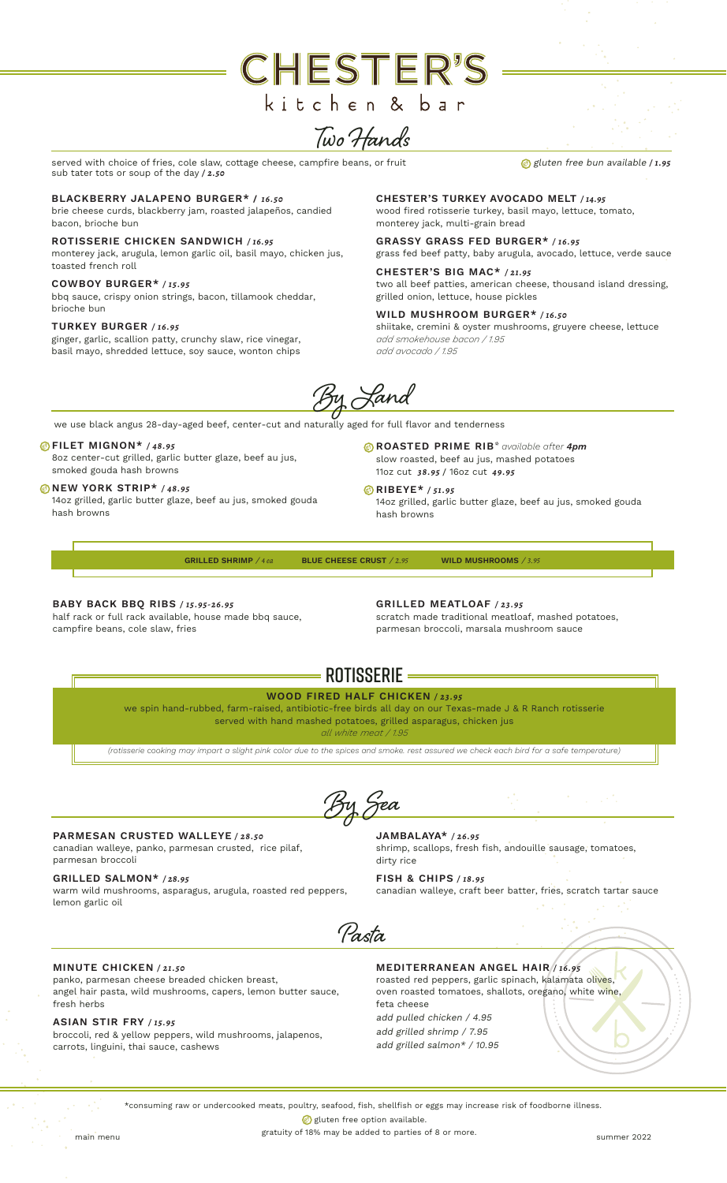# CHESTER'S
kitchen & bar

## Two Hands

served with choice of fries, cole slaw, cottage cheese, campfire beans, or fruit sub tater tots or soup of the day / *2.50*

gluten free bun available / *1.95*

**BLACKBERRY JALAPENO BURGER* /** *16.50*
brie cheese curds, blackberry jam, roasted jalapeños, candied bacon, brioche bun

**ROTISSERIE CHICKEN SANDWICH /** *16.95*
monterey jack, arugula, lemon garlic oil, basil mayo, chicken jus, toasted french roll

**COWBOY BURGER* /** *15.95*
bbq sauce, crispy onion strings, bacon, tillamook cheddar, brioche bun

**TURKEY BURGER /** *16.95*
ginger, garlic, scallion patty, crunchy slaw, rice vinegar, basil mayo, shredded lettuce, soy sauce, wonton chips

**CHESTER'S TURKEY AVOCADO MELT /** *14.95*
wood fired rotisserie turkey, basil mayo, lettuce, tomato, monterey jack, multi-grain bread

**GRASSY GRASS FED BURGER* /** *16.95*
grass fed beef patty, baby arugula, avocado, lettuce, verde sauce

**CHESTER'S BIG MAC* /** *21.95*
two all beef patties, american cheese, thousand island dressing, grilled onion, lettuce, house pickles

**WILD MUSHROOM BURGER* /** *16.50*
shiitake, cremini & oyster mushrooms, gruyere cheese, lettuce
*add smokehouse bacon / 1.95*
*add avocado / 1.95*

## By Land

we use black angus 28-day-aged beef, center-cut and naturally aged for full flavor and tenderness

**FILET MIGNON* /** *48.95*
8oz center-cut grilled, garlic butter glaze, beef au jus, smoked gouda hash browns

**NEW YORK STRIP* /** *48.95*
14oz grilled, garlic butter glaze, beef au jus, smoked gouda hash browns

**ROASTED PRIME RIB*** *available after* ***4pm***
slow roasted, beef au jus, mashed potatoes
11oz cut *38.95* / 16oz cut *49.95*

**RIBEYE* /** *51.95*
14oz grilled, garlic butter glaze, beef au jus, smoked gouda hash browns

**GRILLED SHRIMP** / *4 ea* **BLUE CHEESE CRUST** / *2.95* **WILD MUSHROOMS** / *3.95*

**BABY BACK BBQ RIBS /** *15.95-26.95*
half rack or full rack available, house made bbq sauce, campfire beans, cole slaw, fries

**GRILLED MEATLOAF /** *23.95*
scratch made traditional meatloaf, mashed potatoes, parmesan broccoli, marsala mushroom sauce

## ROTISSERIE

**WOOD FIRED HALF CHICKEN /** *23.95*
we spin hand-rubbed, farm-raised, antibiotic-free birds all day on our Texas-made J & R Ranch rotisserie
served with hand mashed potatoes, grilled asparagus, chicken jus
*all white meat / 1.95*

*(rotisserie cooking may impart a slight pink color due to the spices and smoke. rest assured we check each bird for a safe temperature)*

## By Sea

**PARMESAN CRUSTED WALLEYE /** *28.50*
canadian walleye, panko, parmesan crusted, rice pilaf, parmesan broccoli

**GRILLED SALMON* /** *28.95*
warm wild mushrooms, asparagus, arugula, roasted red peppers, lemon garlic oil

**JAMBALAYA* /** *26.95*
shrimp, scallops, fresh fish, andouille sausage, tomatoes, dirty rice

**FISH & CHIPS /** *18.95*
canadian walleye, craft beer batter, fries, scratch tartar sauce

## Pasta

**MINUTE CHICKEN /** *21.50*
panko, parmesan cheese breaded chicken breast, angel hair pasta, wild mushrooms, capers, lemon butter sauce, fresh herbs

**ASIAN STIR FRY /** *15.95*
broccoli, red & yellow peppers, wild mushrooms, jalapenos, carrots, linguini, thai sauce, cashews

**MEDITERRANEAN ANGEL HAIR /** *16.95*
roasted red peppers, garlic spinach, kalamata olives, oven roasted tomatoes, shallots, oregano, white wine, feta cheese
*add pulled chicken / 4.95*
*add grilled shrimp / 7.95*
*add grilled salmon* / 10.95*

*consuming raw or undercooked meats, poultry, seafood, fish, shellfish or eggs may increase risk of foodborne illness.
gluten free option available.
gratuity of 18% may be added to parties of 8 or more.

main menu — summer 2022